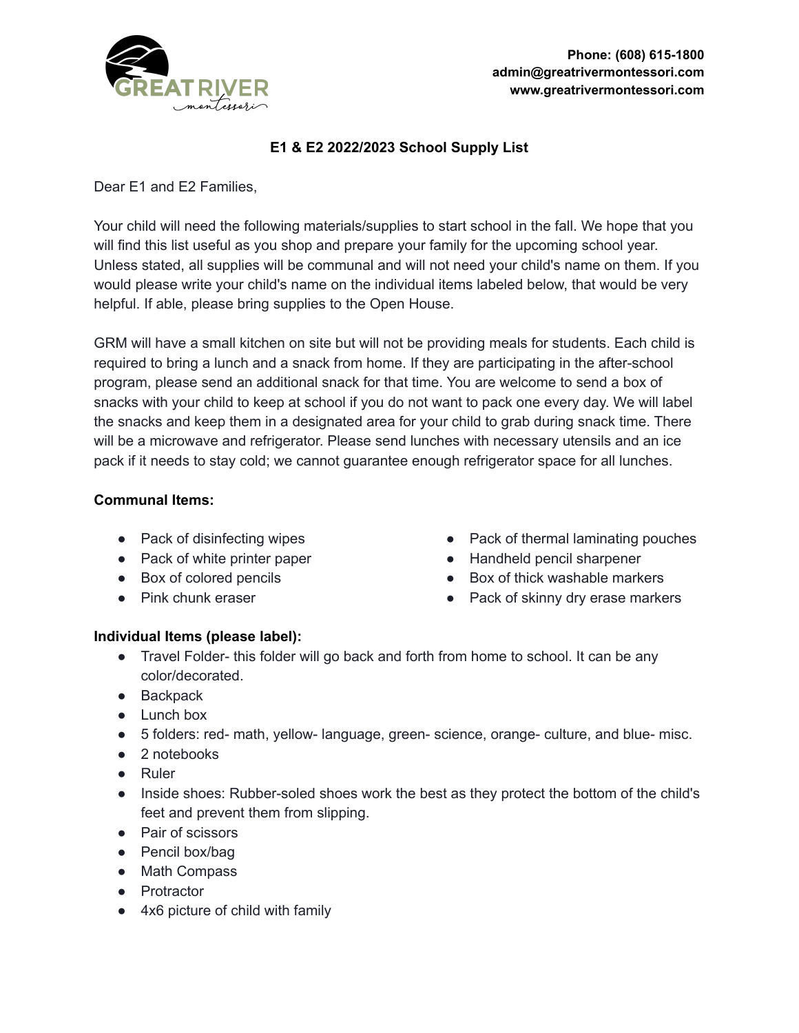Phone: (608) 615-1800
admin@greatrivermontessori.com
www.greatrivermontessori.com

## E1 & E2 2022/2023 School Supply List

Dear E1 and E2 Families,

Your child will need the following materials/supplies to start school in the fall. We hope that you will find this list useful as you shop and prepare your family for the upcoming school year. Unless stated, all supplies will be communal and will not need your child's name on them. If you would please write your child's name on the individual items labeled below, that would be very helpful. If able, please bring supplies to the Open House.

GRM will have a small kitchen on site but will not be providing meals for students. Each child is required to bring a lunch and a snack from home. If they are participating in the after-school program, please send an additional snack for that time. You are welcome to send a box of snacks with your child to keep at school if you do not want to pack one every day. We will label the snacks and keep them in a designated area for your child to grab during snack time. There will be a microwave and refrigerator. Please send lunches with necessary utensils and an ice pack if it needs to stay cold; we cannot guarantee enough refrigerator space for all lunches.

**Communal Items:**

- Pack of disinfecting wipes
- Pack of white printer paper
- Box of colored pencils
- Pink chunk eraser
- Pack of thermal laminating pouches
- Handheld pencil sharpener
- Box of thick washable markers
- Pack of skinny dry erase markers

**Individual Items (please label):**

- Travel Folder- this folder will go back and forth from home to school. It can be any color/decorated.
- Backpack
- Lunch box
- 5 folders: red- math, yellow- language, green- science, orange- culture, and blue- misc.
- 2 notebooks
- Ruler
- Inside shoes: Rubber-soled shoes work the best as they protect the bottom of the child's feet and prevent them from slipping.
- Pair of scissors
- Pencil box/bag
- Math Compass
- Protractor
- 4x6 picture of child with family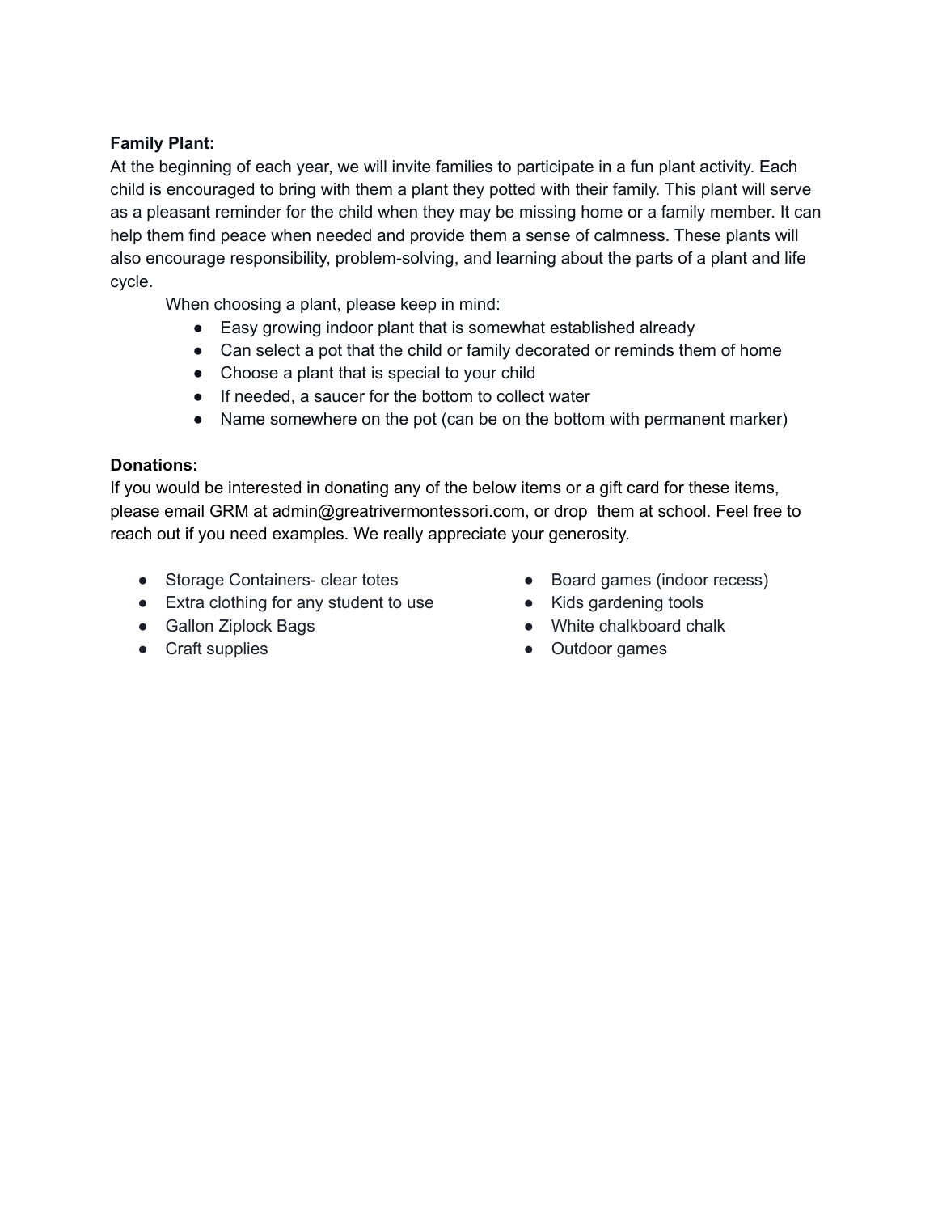**Family Plant:**

At the beginning of each year, we will invite families to participate in a fun plant activity. Each child is encouraged to bring with them a plant they potted with their family. This plant will serve as a pleasant reminder for the child when they may be missing home or a family member. It can help them find peace when needed and provide them a sense of calmness. These plants will also encourage responsibility, problem-solving, and learning about the parts of a plant and life cycle.

When choosing a plant, please keep in mind:

- Easy growing indoor plant that is somewhat established already
- Can select a pot that the child or family decorated or reminds them of home
- Choose a plant that is special to your child
- If needed, a saucer for the bottom to collect water
- Name somewhere on the pot (can be on the bottom with permanent marker)

**Donations:**

If you would be interested in donating any of the below items or a gift card for these items, please email GRM at admin@greatrivermontessori.com, or drop them at school. Feel free to reach out if you need examples. We really appreciate your generosity.

- Storage Containers- clear totes
- Extra clothing for any student to use
- Gallon Ziplock Bags
- Craft supplies
- Board games (indoor recess)
- Kids gardening tools
- White chalkboard chalk
- Outdoor games